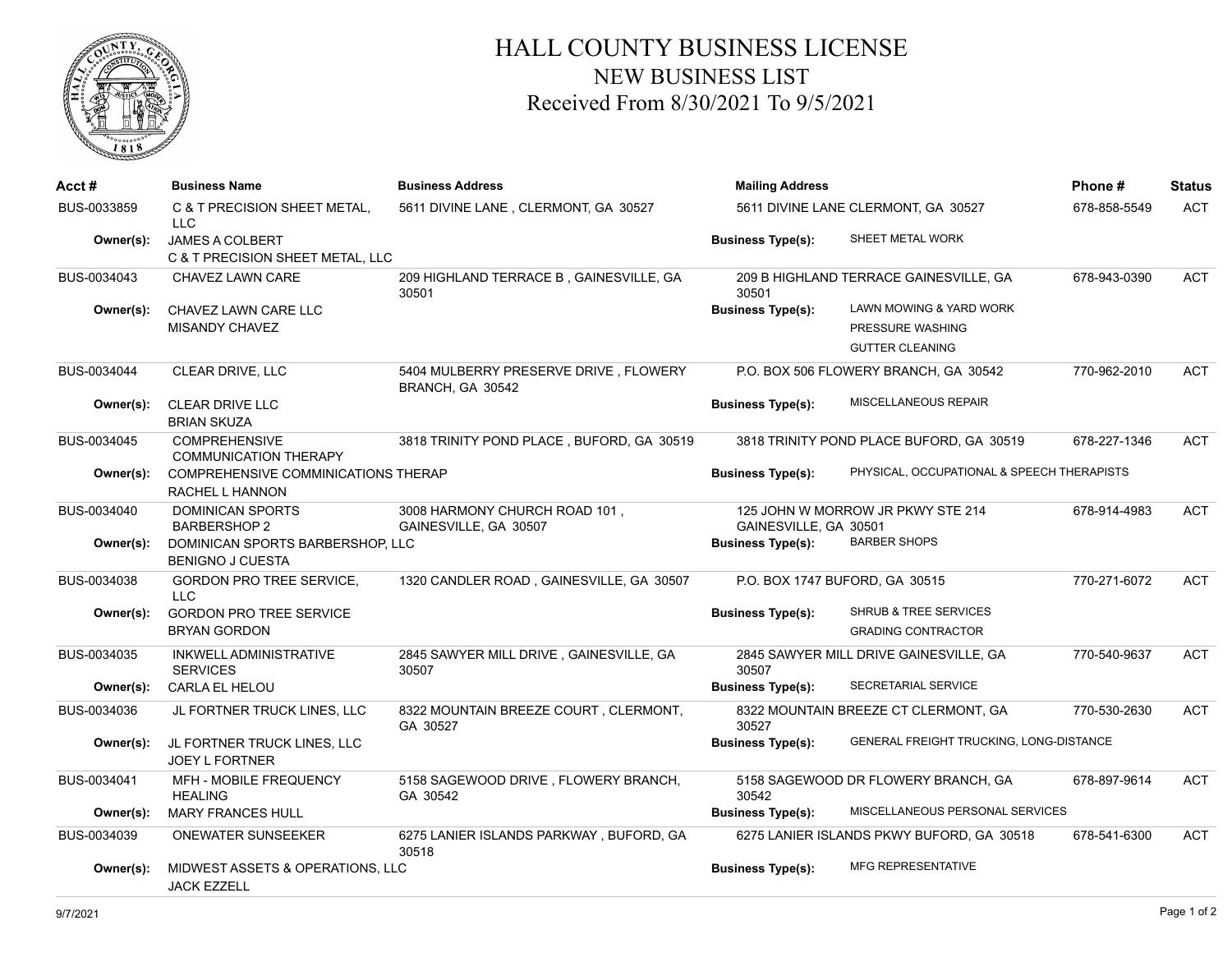# HALL COUNTY BUSINESS LICENSE
## NEW BUSINESS LIST
### Received From 8/30/2021 To 9/5/2021

| Acct # | Business Name | Business Address | Mailing Address | Phone # | Status |
|---|---|---|---|---|---|
| BUS-0033859 | C & T PRECISION SHEET METAL, LLC | 5611 DIVINE LANE , CLERMONT, GA 30527 | 5611 DIVINE LANE CLERMONT, GA 30527 | 678-858-5549 | ACT |
| **Owner(s):** | JAMES A COLBERT<br>C & T PRECISION SHEET METAL, LLC | | **Business Type(s):** SHEET METAL WORK | | |
| BUS-0034043 | CHAVEZ LAWN CARE | 209 HIGHLAND TERRACE B , GAINESVILLE, GA 30501 | 209 B HIGHLAND TERRACE GAINESVILLE, GA 30501 | 678-943-0390 | ACT |
| **Owner(s):** | CHAVEZ LAWN CARE LLC<br>MISANDY CHAVEZ | | **Business Type(s):** LAWN MOWING & YARD WORK<br>PRESSURE WASHING<br>GUTTER CLEANING | | |
| BUS-0034044 | CLEAR DRIVE, LLC | 5404 MULBERRY PRESERVE DRIVE , FLOWERY BRANCH, GA 30542 | P.O. BOX 506 FLOWERY BRANCH, GA 30542 | 770-962-2010 | ACT |
| **Owner(s):** | CLEAR DRIVE LLC<br>BRIAN SKUZA | | **Business Type(s):** MISCELLANEOUS REPAIR | | |
| BUS-0034045 | COMPREHENSIVE COMMUNICATION THERAPY | 3818 TRINITY POND PLACE , BUFORD, GA 30519 | 3818 TRINITY POND PLACE BUFORD, GA 30519 | 678-227-1346 | ACT |
| **Owner(s):** | COMPREHENSIVE COMMINICATIONS THERAP<br>RACHEL L HANNON | | **Business Type(s):** PHYSICAL, OCCUPATIONAL & SPEECH THERAPISTS | | |
| BUS-0034040 | DOMINICAN SPORTS BARBERSHOP 2 | 3008 HARMONY CHURCH ROAD 101 , GAINESVILLE, GA 30507 | 125 JOHN W MORROW JR PKWY STE 214 GAINESVILLE, GA 30501 | 678-914-4983 | ACT |
| **Owner(s):** | DOMINICAN SPORTS BARBERSHOP, LLC<br>BENIGNO J CUESTA | | **Business Type(s):** BARBER SHOPS | | |
| BUS-0034038 | GORDON PRO TREE SERVICE, LLC | 1320 CANDLER ROAD , GAINESVILLE, GA 30507 | P.O. BOX 1747 BUFORD, GA 30515 | 770-271-6072 | ACT |
| **Owner(s):** | GORDON PRO TREE SERVICE<br>BRYAN GORDON | | **Business Type(s):** SHRUB & TREE SERVICES<br>GRADING CONTRACTOR | | |
| BUS-0034035 | INKWELL ADMINISTRATIVE SERVICES | 2845 SAWYER MILL DRIVE , GAINESVILLE, GA 30507 | 2845 SAWYER MILL DRIVE GAINESVILLE, GA 30507 | 770-540-9637 | ACT |
| **Owner(s):** | CARLA EL HELOU | | **Business Type(s):** SECRETARIAL SERVICE | | |
| BUS-0034036 | JL FORTNER TRUCK LINES, LLC | 8322 MOUNTAIN BREEZE COURT , CLERMONT, GA 30527 | 8322 MOUNTAIN BREEZE CT CLERMONT, GA 30527 | 770-530-2630 | ACT |
| **Owner(s):** | JL FORTNER TRUCK LINES, LLC<br>JOEY L FORTNER | | **Business Type(s):** GENERAL FREIGHT TRUCKING, LONG-DISTANCE | | |
| BUS-0034041 | MFH - MOBILE FREQUENCY HEALING | 5158 SAGEWOOD DRIVE , FLOWERY BRANCH, GA 30542 | 5158 SAGEWOOD DR FLOWERY BRANCH, GA 30542 | 678-897-9614 | ACT |
| **Owner(s):** | MARY FRANCES HULL | | **Business Type(s):** MISCELLANEOUS PERSONAL SERVICES | | |
| BUS-0034039 | ONEWATER SUNSEEKER | 6275 LANIER ISLANDS PARKWAY , BUFORD, GA 30518 | 6275 LANIER ISLANDS PKWY BUFORD, GA 30518 | 678-541-6300 | ACT |
| **Owner(s):** | MIDWEST ASSETS & OPERATIONS, LLC<br>JACK EZZELL | | **Business Type(s):** MFG REPRESENTATIVE | | |

9/7/2021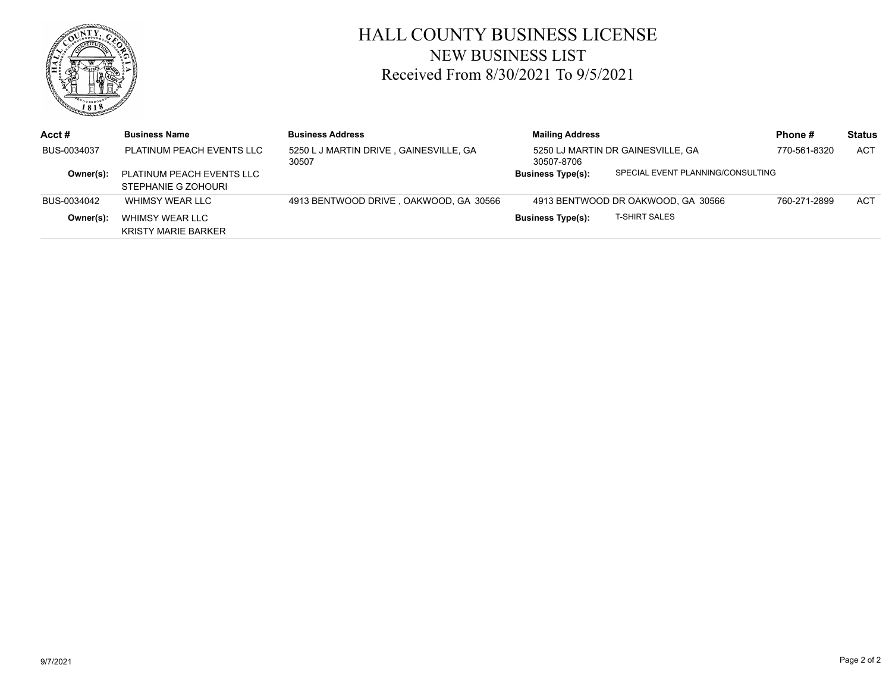# HALL COUNTY BUSINESS LICENSE

## NEW BUSINESS LIST

## Received From 8/30/2021 To 9/5/2021

| Acct # | Business Name | Business Address | Mailing Address | | Phone # | Status |
|---|---|---|---|---|---|---|
| BUS-0034037 | PLATINUM PEACH EVENTS LLC | 5250 L J MARTIN DRIVE , GAINESVILLE, GA 30507 | 5250 LJ MARTIN DR GAINESVILLE, GA 30507-8706 | | 770-561-8320 | ACT |
| **Owner(s):** | PLATINUM PEACH EVENTS LLC<br>STEPHANIE G ZOHOURI | | **Business Type(s):** | SPECIAL EVENT PLANNING/CONSULTING | | |
| BUS-0034042 | WHIMSY WEAR LLC | 4913 BENTWOOD DRIVE , OAKWOOD, GA 30566 | 4913 BENTWOOD DR OAKWOOD, GA 30566 | | 760-271-2899 | ACT |
| **Owner(s):** | WHIMSY WEAR LLC<br>KRISTY MARIE BARKER | | **Business Type(s):** | T-SHIRT SALES | | |

9/7/2021